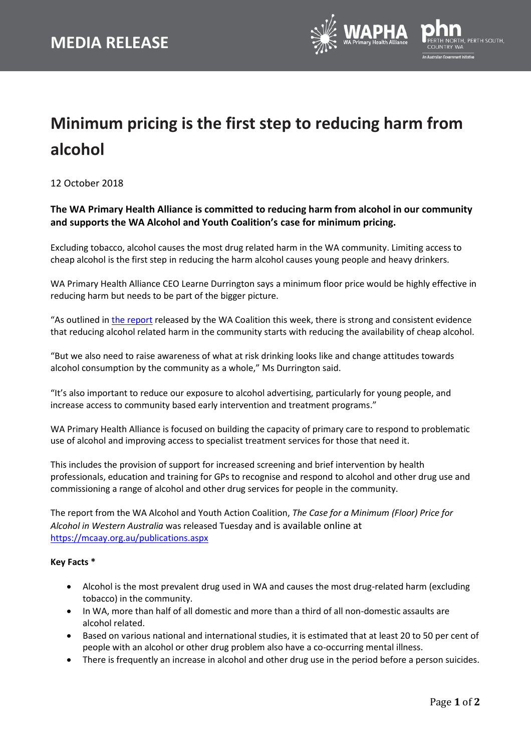**MEDIA RELEASE**

# Minimum pricing is the first step to reducing harm from alcohol

12 October 2018

**The WA Primary Health Alliance is committed to reducing harm from alcohol in our community and supports the WA Alcohol and Youth Coalition's case for minimum pricing.**

Excluding tobacco, alcohol causes the most drug related harm in the WA community. Limiting access to cheap alcohol is the first step in reducing the harm alcohol causes young people and heavy drinkers.

WA Primary Health Alliance CEO Learne Durrington says a minimum floor price would be highly effective in reducing harm but needs to be part of the bigger picture.

"As outlined in the report released by the WA Coalition this week, there is strong and consistent evidence that reducing alcohol related harm in the community starts with reducing the availability of cheap alcohol.

"But we also need to raise awareness of what at risk drinking looks like and change attitudes towards alcohol consumption by the community as a whole," Ms Durrington said.

"It's also important to reduce our exposure to alcohol advertising, particularly for young people, and increase access to community based early intervention and treatment programs."

WA Primary Health Alliance is focused on building the capacity of primary care to respond to problematic use of alcohol and improving access to specialist treatment services for those that need it.

This includes the provision of support for increased screening and brief intervention by health professionals, education and training for GPs to recognise and respond to alcohol and other drug use and commissioning a range of alcohol and other drug services for people in the community.

The report from the WA Alcohol and Youth Action Coalition, *The Case for a Minimum (Floor) Price for Alcohol in Western Australia* was released Tuesday and is available online at https://mcaay.org.au/publications.aspx

**Key Facts ***

- Alcohol is the most prevalent drug used in WA and causes the most drug-related harm (excluding tobacco) in the community.
- In WA, more than half of all domestic and more than a third of all non-domestic assaults are alcohol related.
- Based on various national and international studies, it is estimated that at least 20 to 50 per cent of people with an alcohol or other drug problem also have a co-occurring mental illness.
- There is frequently an increase in alcohol and other drug use in the period before a person suicides.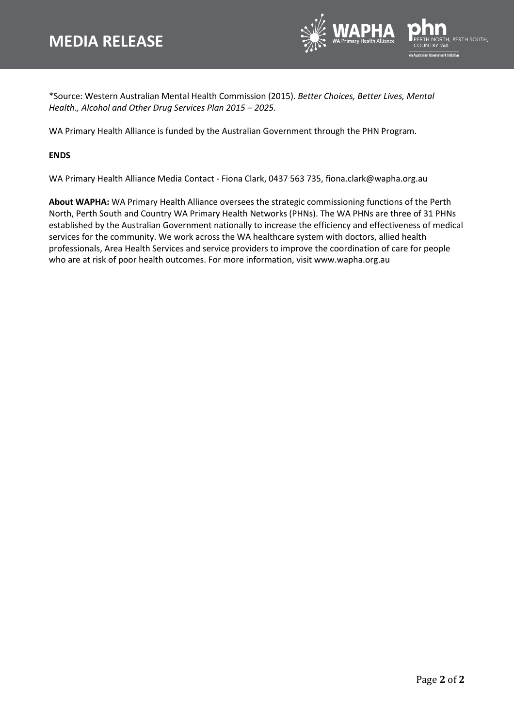*Source: Western Australian Mental Health Commission (2015). *Better Choices, Better Lives, Mental Health., Alcohol and Other Drug Services Plan 2015 – 2025.*

WA Primary Health Alliance is funded by the Australian Government through the PHN Program.

**ENDS**

WA Primary Health Alliance Media Contact - Fiona Clark, 0437 563 735, fiona.clark@wapha.org.au

**About WAPHA:** WA Primary Health Alliance oversees the strategic commissioning functions of the Perth North, Perth South and Country WA Primary Health Networks (PHNs). The WA PHNs are three of 31 PHNs established by the Australian Government nationally to increase the efficiency and effectiveness of medical services for the community. We work across the WA healthcare system with doctors, allied health professionals, Area Health Services and service providers to improve the coordination of care for people who are at risk of poor health outcomes. For more information, visit www.wapha.org.au